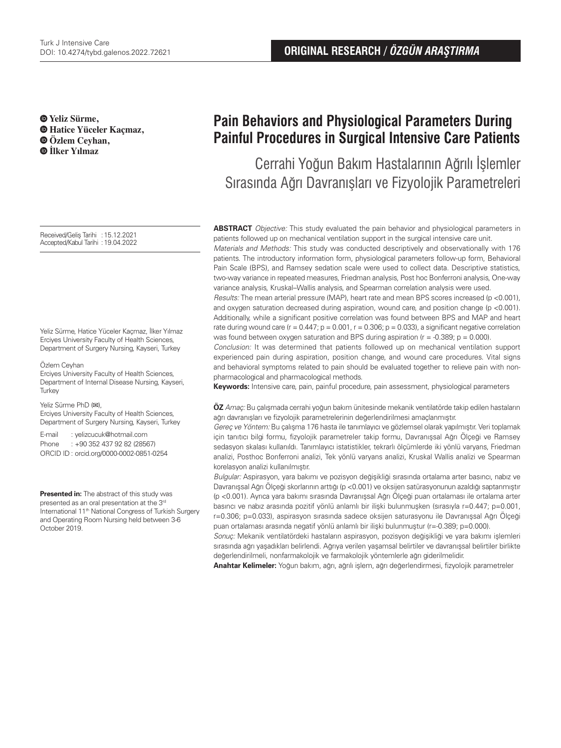ORIGINAL RESEARCH / *ÖZGÜN ARAŞTIRMA*

# Pain Behaviors and Physiological Parameters During Painful Procedures in Surgical Intensive Care Patients

## Cerrahi Yoğun Bakım Hastalarının Ağrılı İşlemler Sırasında Ağrı Davranışları ve Fizyolojik Parametreleri

**Yeliz Sürme, Hatice Yüceler Kaçmaz, Özlem Ceyhan, İlker Yılmaz**

Received/Geliş Tarihi : 15.12.2021
Accepted/Kabul Tarihi : 19.04.2022

Yeliz Sürme, Hatice Yüceler Kaçmaz, İlker Yılmaz
Erciyes University Faculty of Health Sciences, Department of Surgery Nursing, Kayseri, Turkey

Özlem Ceyhan
Erciyes University Faculty of Health Sciences, Department of Internal Disease Nursing, Kayseri, Turkey

Yeliz Sürme PhD (✉),
Erciyes University Faculty of Health Sciences, Department of Surgery Nursing, Kayseri, Turkey

E-mail : yelizcucuk@hotmail.com
Phone : +90 352 437 92 82 (28567)
ORCID ID : orcid.org/0000-0002-0851-0254

**Presented in:** The abstract of this study was presented as an oral presentation at the 3rd International 11th National Congress of Turkish Surgery and Operating Room Nursing held between 3-6 October 2019.

**ABSTRACT** *Objective:* This study evaluated the pain behavior and physiological parameters in patients followed up on mechanical ventilation support in the surgical intensive care unit.
*Materials and Methods:* This study was conducted descriptively and observationally with 176 patients. The introductory information form, physiological parameters follow-up form, Behavioral Pain Scale (BPS), and Ramsey sedation scale were used to collect data. Descriptive statistics, two-way variance in repeated measures, Friedman analysis, Post hoc Bonferroni analysis, One-way variance analysis, Kruskal–Wallis analysis, and Spearman correlation analysis were used.
*Results:* The mean arterial pressure (MAP), heart rate and mean BPS scores increased ($p < 0.001$), and oxygen saturation decreased during aspiration, wound care, and position change ($p < 0.001$). Additionally, while a significant positive correlation was found between BPS and MAP and heart rate during wound care ($r = 0.447$; $p = 0.001$, $r = 0.306$; $p = 0.033$), a significant negative correlation was found between oxygen saturation and BPS during aspiration ($r = -0.389$; $p = 0.000$).
*Conclusion:* It was determined that patients followed up on mechanical ventilation support experienced pain during aspiration, position change, and wound care procedures. Vital signs and behavioral symptoms related to pain should be evaluated together to relieve pain with non-pharmacological and pharmacological methods.
**Keywords:** Intensive care, pain, painful procedure, pain assessment, physiological parameters

**ÖZ** *Amaç:* Bu çalışmada cerrahi yoğun bakım ünitesinde mekanik ventilatörde takip edilen hastaların ağrı davranışları ve fizyolojik parametrelerinin değerlendirilmesi amaçlanmıştır.
*Gereç ve Yöntem:* Bu çalışma 176 hasta ile tanımlayıcı ve gözlemsel olarak yapılmıştır. Veri toplamak için tanıtıcı bilgi formu, fizyolojik parametreler takip formu, Davranışsal Ağrı Ölçeği ve Ramsey sedasyon skalası kullanıldı. Tanımlayıcı istatistikler, tekrarlı ölçümlerde iki yönlü varyans, Friedman analizi, Posthoc Bonferroni analizi, Tek yönlü varyans analizi, Kruskal Wallis analizi ve Spearman korelasyon analizi kullanılmıştır.
*Bulgular:* Aspirasyon, yara bakımı ve pozisyon değişikliği sırasında ortalama arter basıncı, nabız ve Davranışsal Ağrı Ölçeği skorlarının arttığı ($p < 0.001$) ve oksijen satürasyonunun azaldığı saptanmıştır ($p < 0.001$). Ayrıca yara bakımı sırasında Davranışsal Ağrı Ölçeği puan ortalaması ile ortalama arter basıncı ve nabız arasında pozitif yönlü anlamlı bir ilişki bulunmuşken (sırasıyla $r=0.447$; $p=0.001$, $r=0.306$; $p=0.033$), aspirasyon sırasında sadece oksijen saturasyonu ile Davranışsal Ağrı Ölçeği puan ortalaması arasında negatif yönlü anlamlı bir ilişki bulunmuştur ($r=-0.389$; $p=0.000$).
*Sonuç:* Mekanik ventilatördeki hastaların aspirasyon, pozisyon değişikliği ve yara bakımı işlemleri sırasında ağrı yaşadıkları belirlendi. Ağrıya verilen yaşamsal belirtiler ve davranışsal belirtiler birlikte değerlendirilmeli, nonfarmakolojik ve farmakolojik yöntemlerle ağrı giderilmelidir.
**Anahtar Kelimeler:** Yoğun bakım, ağrı, ağrılı işlem, ağrı değerlendirmesi, fizyolojik parametreler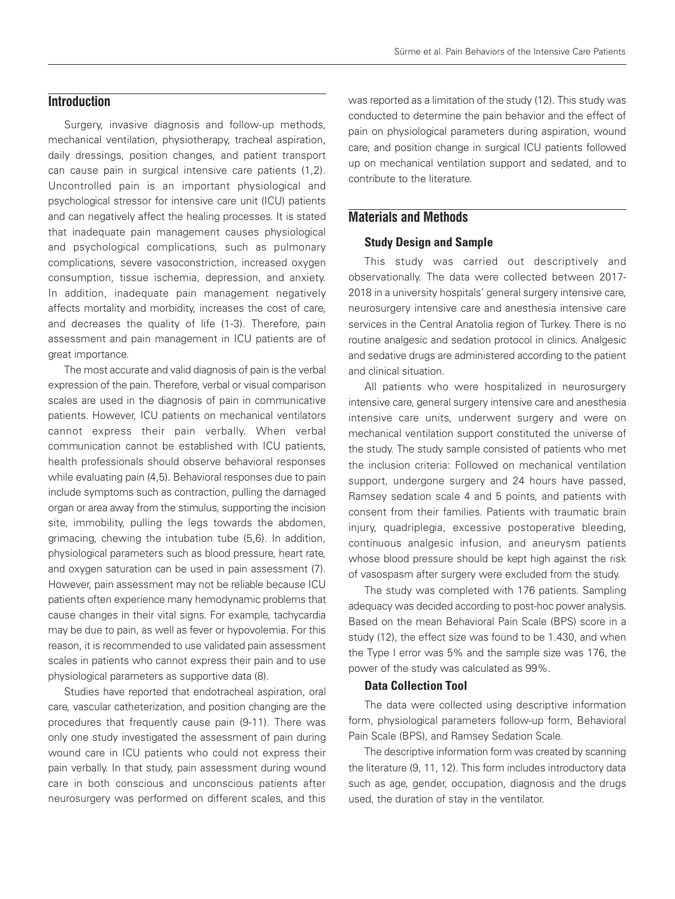## Introduction

Surgery, invasive diagnosis and follow-up methods, mechanical ventilation, physiotherapy, tracheal aspiration, daily dressings, position changes, and patient transport can cause pain in surgical intensive care patients (1,2). Uncontrolled pain is an important physiological and psychological stressor for intensive care unit (ICU) patients and can negatively affect the healing processes. It is stated that inadequate pain management causes physiological and psychological complications, such as pulmonary complications, severe vasoconstriction, increased oxygen consumption, tissue ischemia, depression, and anxiety. In addition, inadequate pain management negatively affects mortality and morbidity, increases the cost of care, and decreases the quality of life (1-3). Therefore, pain assessment and pain management in ICU patients are of great importance.

The most accurate and valid diagnosis of pain is the verbal expression of the pain. Therefore, verbal or visual comparison scales are used in the diagnosis of pain in communicative patients. However, ICU patients on mechanical ventilators cannot express their pain verbally. When verbal communication cannot be established with ICU patients, health professionals should observe behavioral responses while evaluating pain (4,5). Behavioral responses due to pain include symptoms such as contraction, pulling the damaged organ or area away from the stimulus, supporting the incision site, immobility, pulling the legs towards the abdomen, grimacing, chewing the intubation tube (5,6). In addition, physiological parameters such as blood pressure, heart rate, and oxygen saturation can be used in pain assessment (7). However, pain assessment may not be reliable because ICU patients often experience many hemodynamic problems that cause changes in their vital signs. For example, tachycardia may be due to pain, as well as fever or hypovolemia. For this reason, it is recommended to use validated pain assessment scales in patients who cannot express their pain and to use physiological parameters as supportive data (8).

Studies have reported that endotracheal aspiration, oral care, vascular catheterization, and position changing are the procedures that frequently cause pain (9-11). There was only one study investigated the assessment of pain during wound care in ICU patients who could not express their pain verbally. In that study, pain assessment during wound care in both conscious and unconscious patients after neurosurgery was performed on different scales, and this was reported as a limitation of the study (12). This study was conducted to determine the pain behavior and the effect of pain on physiological parameters during aspiration, wound care, and position change in surgical ICU patients followed up on mechanical ventilation support and sedated, and to contribute to the literature.

## Materials and Methods

### Study Design and Sample

This study was carried out descriptively and observationally. The data were collected between 2017-2018 in a university hospitals' general surgery intensive care, neurosurgery intensive care and anesthesia intensive care services in the Central Anatolia region of Turkey. There is no routine analgesic and sedation protocol in clinics. Analgesic and sedative drugs are administered according to the patient and clinical situation.

All patients who were hospitalized in neurosurgery intensive care, general surgery intensive care and anesthesia intensive care units, underwent surgery and were on mechanical ventilation support constituted the universe of the study. The study sample consisted of patients who met the inclusion criteria: Followed on mechanical ventilation support, undergone surgery and 24 hours have passed, Ramsey sedation scale 4 and 5 points, and patients with consent from their families. Patients with traumatic brain injury, quadriplegia, excessive postoperative bleeding, continuous analgesic infusion, and aneurysm patients whose blood pressure should be kept high against the risk of vasospasm after surgery were excluded from the study.

The study was completed with 176 patients. Sampling adequacy was decided according to post-hoc power analysis. Based on the mean Behavioral Pain Scale (BPS) score in a study (12), the effect size was found to be 1.430, and when the Type I error was 5% and the sample size was 176, the power of the study was calculated as 99%.

### Data Collection Tool

The data were collected using descriptive information form, physiological parameters follow-up form, Behavioral Pain Scale (BPS), and Ramsey Sedation Scale.

The descriptive information form was created by scanning the literature (9, 11, 12). This form includes introductory data such as age, gender, occupation, diagnosis and the drugs used, the duration of stay in the ventilator.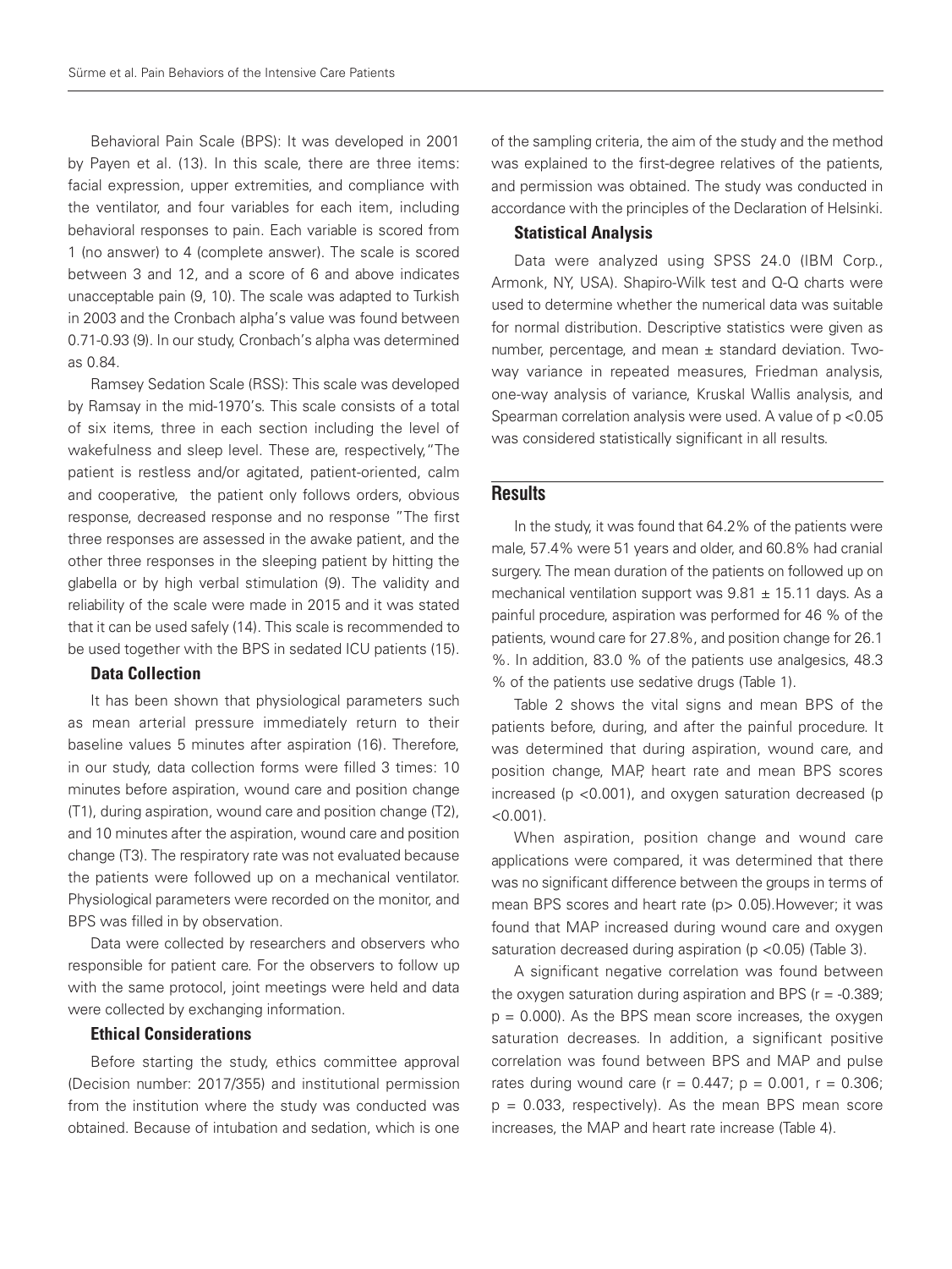Behavioral Pain Scale (BPS): It was developed in 2001 by Payen et al. (13). In this scale, there are three items: facial expression, upper extremities, and compliance with the ventilator, and four variables for each item, including behavioral responses to pain. Each variable is scored from 1 (no answer) to 4 (complete answer). The scale is scored between 3 and 12, and a score of 6 and above indicates unacceptable pain (9, 10). The scale was adapted to Turkish in 2003 and the Cronbach alpha's value was found between 0.71-0.93 (9). In our study, Cronbach's alpha was determined as 0.84.

Ramsey Sedation Scale (RSS): This scale was developed by Ramsay in the mid-1970's. This scale consists of a total of six items, three in each section including the level of wakefulness and sleep level. These are, respectively,"The patient is restless and/or agitated, patient-oriented, calm and cooperative, the patient only follows orders, obvious response, decreased response and no response "The first three responses are assessed in the awake patient, and the other three responses in the sleeping patient by hitting the glabella or by high verbal stimulation (9). The validity and reliability of the scale were made in 2015 and it was stated that it can be used safely (14). This scale is recommended to be used together with the BPS in sedated ICU patients (15).

### Data Collection

It has been shown that physiological parameters such as mean arterial pressure immediately return to their baseline values 5 minutes after aspiration (16). Therefore, in our study, data collection forms were filled 3 times: 10 minutes before aspiration, wound care and position change (T1), during aspiration, wound care and position change (T2), and 10 minutes after the aspiration, wound care and position change (T3). The respiratory rate was not evaluated because the patients were followed up on a mechanical ventilator. Physiological parameters were recorded on the monitor, and BPS was filled in by observation.

Data were collected by researchers and observers who responsible for patient care. For the observers to follow up with the same protocol, joint meetings were held and data were collected by exchanging information.

### Ethical Considerations

Before starting the study, ethics committee approval (Decision number: 2017/355) and institutional permission from the institution where the study was conducted was obtained. Because of intubation and sedation, which is one of the sampling criteria, the aim of the study and the method was explained to the first-degree relatives of the patients, and permission was obtained. The study was conducted in accordance with the principles of the Declaration of Helsinki.

### Statistical Analysis

Data were analyzed using SPSS 24.0 (IBM Corp., Armonk, NY, USA). Shapiro-Wilk test and Q-Q charts were used to determine whether the numerical data was suitable for normal distribution. Descriptive statistics were given as number, percentage, and mean ± standard deviation. Two-way variance in repeated measures, Friedman analysis, one-way analysis of variance, Kruskal Wallis analysis, and Spearman correlation analysis were used. A value of $p < 0.05$ was considered statistically significant in all results.

## Results

In the study, it was found that 64.2% of the patients were male, 57.4% were 51 years and older, and 60.8% had cranial surgery. The mean duration of the patients on followed up on mechanical ventilation support was 9.81 ± 15.11 days. As a painful procedure, aspiration was performed for 46 % of the patients, wound care for 27.8%, and position change for 26.1 %. In addition, 83.0 % of the patients use analgesics, 48.3 % of the patients use sedative drugs (Table 1).

Table 2 shows the vital signs and mean BPS of the patients before, during, and after the painful procedure. It was determined that during aspiration, wound care, and position change, MAP, heart rate and mean BPS scores increased ($p < 0.001$), and oxygen saturation decreased ($p < 0.001$).

When aspiration, position change and wound care applications were compared, it was determined that there was no significant difference between the groups in terms of mean BPS scores and heart rate ($p > 0.05$).However; it was found that MAP increased during wound care and oxygen saturation decreased during aspiration ($p < 0.05$) (Table 3).

A significant negative correlation was found between the oxygen saturation during aspiration and BPS ($r = -0.389$; $p = 0.000$). As the BPS mean score increases, the oxygen saturation decreases. In addition, a significant positive correlation was found between BPS and MAP and pulse rates during wound care ($r = 0.447$; $p = 0.001$, $r = 0.306$; $p = 0.033$, respectively). As the mean BPS mean score increases, the MAP and heart rate increase (Table 4).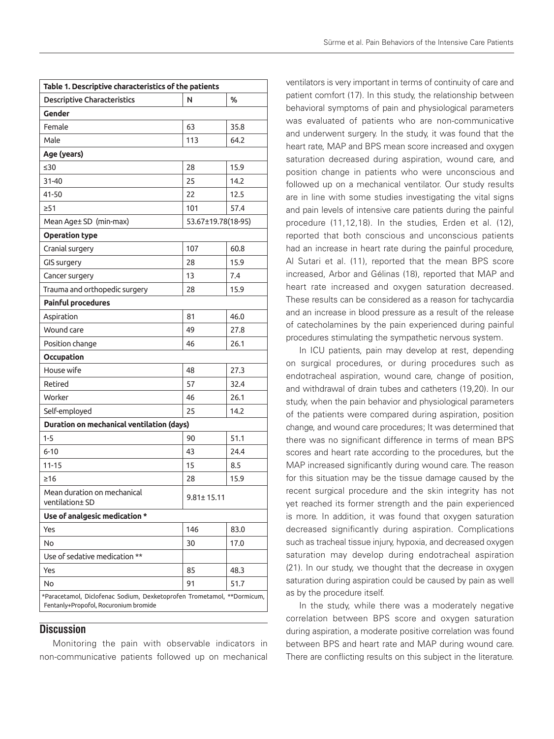| Table 1. Descriptive characteristics of the patients | | |
|---|---|---|
| Descriptive Characteristics | N | % |
| **Gender** | | |
| Female | 63 | 35.8 |
| Male | 113 | 64.2 |
| **Age (years)** | | |
| ≤30 | 28 | 15.9 |
| 31-40 | 25 | 14.2 |
| 41-50 | 22 | 12.5 |
| ≥51 | 101 | 57.4 |
| Mean Age± SD (min-max) | 53.67±19.78(18-95) | |
| **Operation type** | | |
| Cranial surgery | 107 | 60.8 |
| GIS surgery | 28 | 15.9 |
| Cancer surgery | 13 | 7.4 |
| Trauma and orthopedic surgery | 28 | 15.9 |
| **Painful procedures** | | |
| Aspiration | 81 | 46.0 |
| Wound care | 49 | 27.8 |
| Position change | 46 | 26.1 |
| **Occupation** | | |
| House wife | 48 | 27.3 |
| Retired | 57 | 32.4 |
| Worker | 46 | 26.1 |
| Self-employed | 25 | 14.2 |
| **Duration on mechanical ventilation (days)** | | |
| 1-5 | 90 | 51.1 |
| 6-10 | 43 | 24.4 |
| 11-15 | 15 | 8.5 |
| ≥16 | 28 | 15.9 |
| Mean duration on mechanical ventilation± SD | 9.81± 15.11 | |
| **Use of analgesic medication *** | | |
| Yes | 146 | 83.0 |
| No | 30 | 17.0 |
| Use of sedative medication ** | | |
| Yes | 85 | 48.3 |
| No | 91 | 51.7 |

*Paracetamol, Diclofenac Sodium, Dexketoprofen Trometamol, **Dormicum, Fentanly+Propofol, Rocuronium bromide

## Discussion

Monitoring the pain with observable indicators in non-communicative patients followed up on mechanical ventilators is very important in terms of continuity of care and patient comfort (17). In this study, the relationship between behavioral symptoms of pain and physiological parameters was evaluated of patients who are non-communicative and underwent surgery. In the study, it was found that the heart rate, MAP and BPS mean score increased and oxygen saturation decreased during aspiration, wound care, and position change in patients who were unconscious and followed up on a mechanical ventilator. Our study results are in line with some studies investigating the vital signs and pain levels of intensive care patients during the painful procedure (11,12,18). In the studies, Erden et al. (12), reported that both conscious and unconscious patients had an increase in heart rate during the painful procedure, Al Sutari et al. (11), reported that the mean BPS score increased, Arbor and Gélinas (18), reported that MAP and heart rate increased and oxygen saturation decreased. These results can be considered as a reason for tachycardia and an increase in blood pressure as a result of the release of catecholamines by the pain experienced during painful procedures stimulating the sympathetic nervous system.

In ICU patients, pain may develop at rest, depending on surgical procedures, or during procedures such as endotracheal aspiration, wound care, change of position, and withdrawal of drain tubes and catheters (19,20). In our study, when the pain behavior and physiological parameters of the patients were compared during aspiration, position change, and wound care procedures; It was determined that there was no significant difference in terms of mean BPS scores and heart rate according to the procedures, but the MAP increased significantly during wound care. The reason for this situation may be the tissue damage caused by the recent surgical procedure and the skin integrity has not yet reached its former strength and the pain experienced is more. In addition, it was found that oxygen saturation decreased significantly during aspiration. Complications such as tracheal tissue injury, hypoxia, and decreased oxygen saturation may develop during endotracheal aspiration (21). In our study, we thought that the decrease in oxygen saturation during aspiration could be caused by pain as well as by the procedure itself.

In the study, while there was a moderately negative correlation between BPS score and oxygen saturation during aspiration, a moderate positive correlation was found between BPS and heart rate and MAP during wound care. There are conflicting results on this subject in the literature.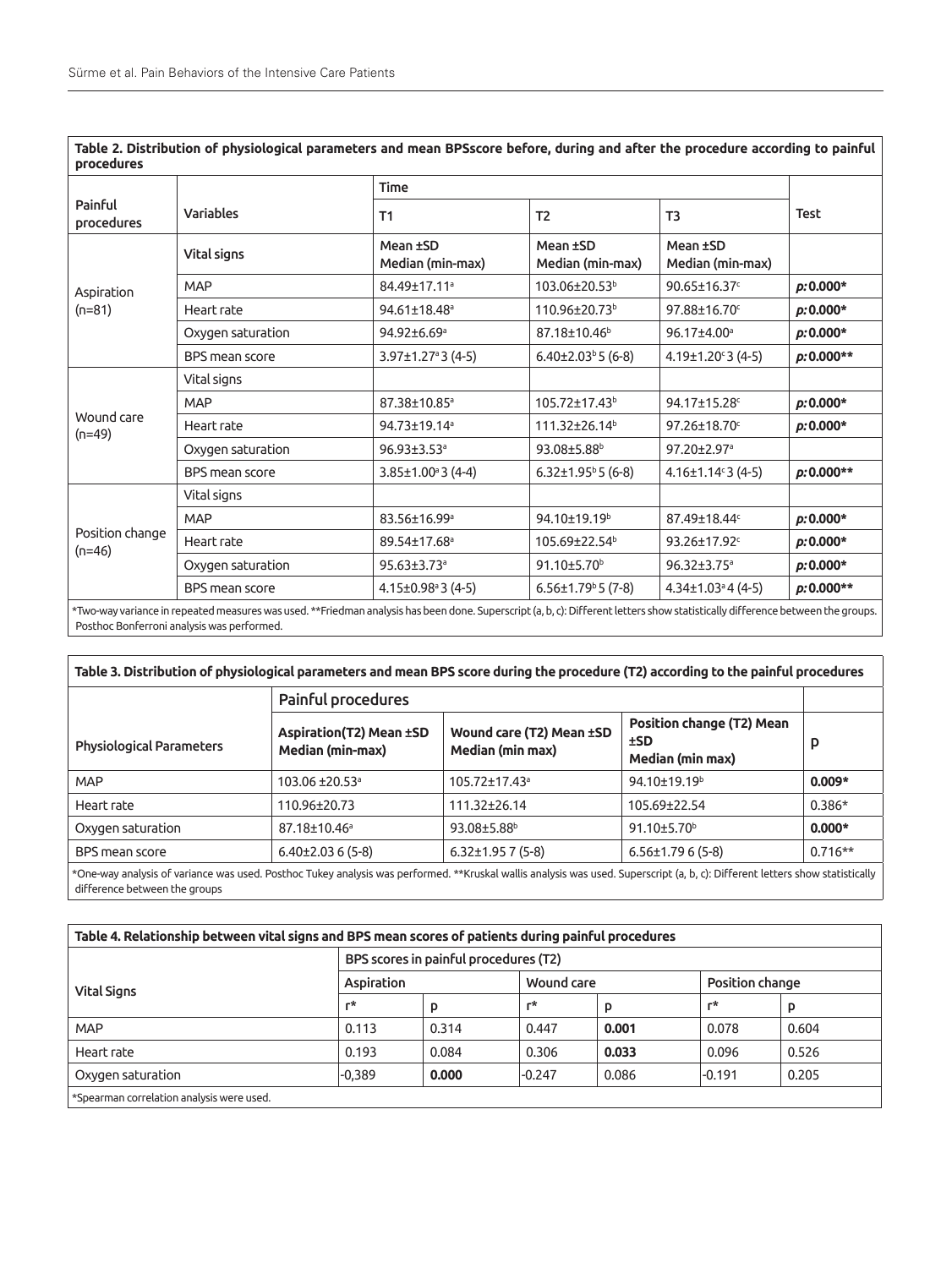**Table 2. Distribution of physiological parameters and mean BPSscore before, during and after the procedure according to painful procedures**

| Painful procedures | Variables | Time | | | Test |
|---|---|---|---|---|---|
| | | T1 | T2 | T3 | |
| Aspiration (n=81) | Vital signs | Mean ±SD Median (min-max) | Mean ±SD Median (min-max) | Mean ±SD Median (min-max) | |
| | MAP | 84.49±17.11[a] | 103.06±20.53[b] | 90.65±16.37[c] | *p*: 0.000* |
| | Heart rate | 94.61±18.48[a] | 110.96±20.73[b] | 97.88±16.70[c] | *p*: 0.000* |
| | Oxygen saturation | 94.92±6.69[a] | 87.18±10.46[b] | 96.17±4.00[a] | *p*: 0.000* |
| | BPS mean score | 3.97±1.27[a] 3 (4-5) | 6.40±2.03[b] 5 (6-8) | 4.19±1.20[c] 3 (4-5) | *p*: 0.000** |
| Wound care (n=49) | Vital signs | | | | |
| | MAP | 87.38±10.85[a] | 105.72±17.43[b] | 94.17±15.28[c] | *p*: 0.000* |
| | Heart rate | 94.73±19.14[a] | 111.32±26.14[b] | 97.26±18.70[c] | *p*: 0.000* |
| | Oxygen saturation | 96.93±3.53[a] | 93.08±5.88[b] | 97.20±2.97[a] | |
| | BPS mean score | 3.85±1.00[a] 3 (4-4) | 6.32±1.95[b] 5 (6-8) | 4.16±1.14[c] 3 (4-5) | *p*: 0.000** |
| Position change (n=46) | Vital signs | | | | |
| | MAP | 83.56±16.99[a] | 94.10±19.19[b] | 87.49±18.44[c] | *p*: 0.000* |
| | Heart rate | 89.54±17.68[a] | 105.69±22.54[b] | 93.26±17.92[c] | *p*: 0.000* |
| | Oxygen saturation | 95.63±3.73[a] | 91.10±5.70[b] | 96.32±3.75[a] | *p*: 0.000* |
| | BPS mean score | 4.15±0.98[a] 3 (4-5) | 6.56±1.79[b] 5 (7-8) | 4.34±1.03[a] 4 (4-5) | *p*: 0.000** |

*Two-way variance in repeated measures was used. **Friedman analysis has been done. Superscript (a, b, c): Different letters show statistically difference between the groups. Posthoc Bonferroni analysis was performed.

**Table 3. Distribution of physiological parameters and mean BPS score during the procedure (T2) according to the painful procedures**

| Physiological Parameters | Painful procedures | | | p |
|---|---|---|---|---|
| | Aspiration(T2) Mean ±SD Median (min-max) | Wound care (T2) Mean ±SD Median (min max) | Position change (T2) Mean ±SD Median (min max) | |
| MAP | 103.06 ±20.53[a] | 105.72±17.43[a] | 94.10±19.19[b] | **0.009*** |
| Heart rate | 110.96±20.73 | 111.32±26.14 | 105.69±22.54 | 0.386* |
| Oxygen saturation | 87.18±10.46[a] | 93.08±5.88[b] | 91.10±5.70[b] | **0.000*** |
| BPS mean score | 6.40±2.03 6 (5-8) | 6.32±1.95 7 (5-8) | 6.56±1.79 6 (5-8) | 0.716** |

*One-way analysis of variance was used. Posthoc Tukey analysis was performed. **Kruskal wallis analysis was used. Superscript (a, b, c): Different letters show statistically difference between the groups

**Table 4. Relationship between vital signs and BPS mean scores of patients during painful procedures**

| Vital Signs | BPS scores in painful procedures (T2) | | | | | |
|---|---|---|---|---|---|---|
| | Aspiration | | Wound care | | Position change | |
| | r* | p | r* | p | r* | p |
| MAP | 0.113 | 0.314 | 0.447 | **0.001** | 0.078 | 0.604 |
| Heart rate | 0.193 | 0.084 | 0.306 | **0.033** | 0.096 | 0.526 |
| Oxygen saturation | -0,389 | **0.000** | -0.247 | 0.086 | -0.191 | 0.205 |

*Spearman correlation analysis were used.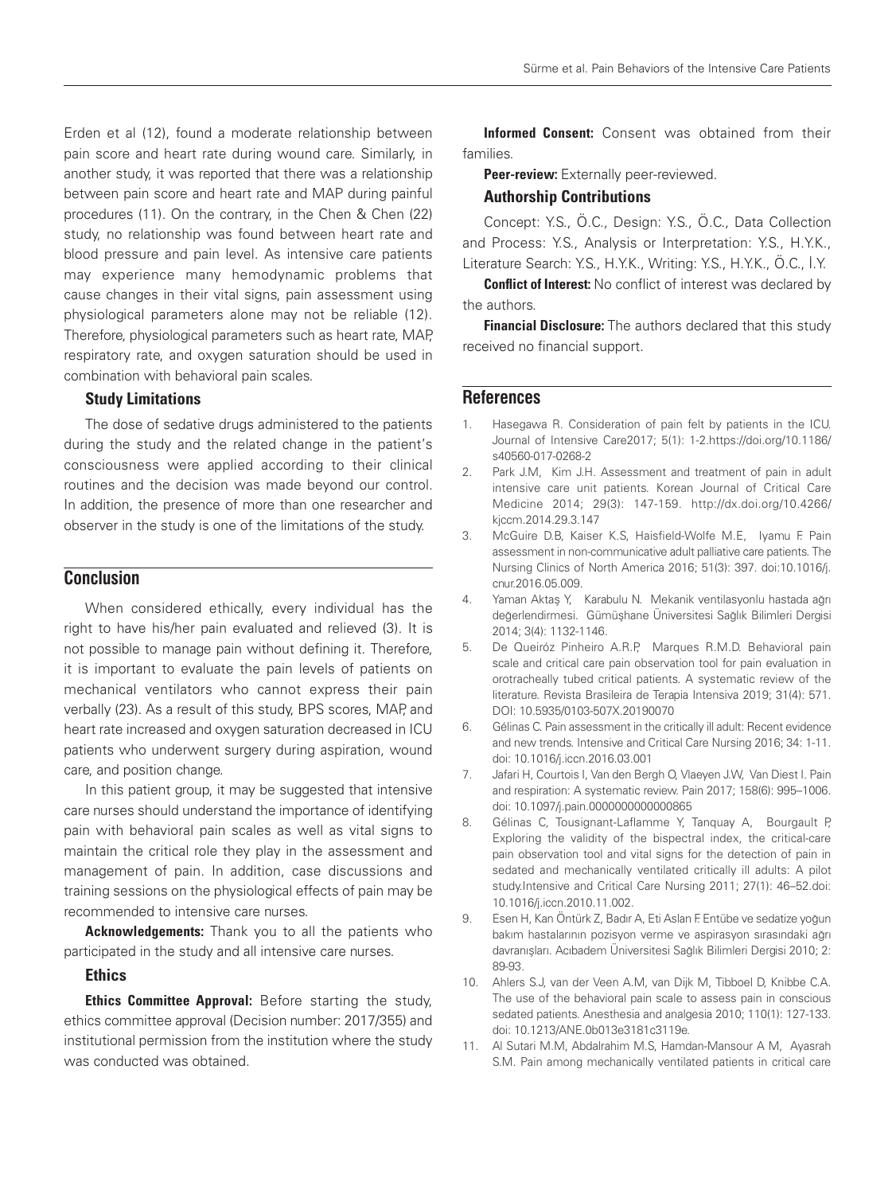Erden et al (12), found a moderate relationship between pain score and heart rate during wound care. Similarly, in another study, it was reported that there was a relationship between pain score and heart rate and MAP during painful procedures (11). On the contrary, in the Chen & Chen (22) study, no relationship was found between heart rate and blood pressure and pain level. As intensive care patients may experience many hemodynamic problems that cause changes in their vital signs, pain assessment using physiological parameters alone may not be reliable (12). Therefore, physiological parameters such as heart rate, MAP, respiratory rate, and oxygen saturation should be used in combination with behavioral pain scales.

### Study Limitations

The dose of sedative drugs administered to the patients during the study and the related change in the patient's consciousness were applied according to their clinical routines and the decision was made beyond our control. In addition, the presence of more than one researcher and observer in the study is one of the limitations of the study.

## Conclusion

When considered ethically, every individual has the right to have his/her pain evaluated and relieved (3). It is not possible to manage pain without defining it. Therefore, it is important to evaluate the pain levels of patients on mechanical ventilators who cannot express their pain verbally (23). As a result of this study, BPS scores, MAP, and heart rate increased and oxygen saturation decreased in ICU patients who underwent surgery during aspiration, wound care, and position change.

In this patient group, it may be suggested that intensive care nurses should understand the importance of identifying pain with behavioral pain scales as well as vital signs to maintain the critical role they play in the assessment and management of pain. In addition, case discussions and training sessions on the physiological effects of pain may be recommended to intensive care nurses.

**Acknowledgements:** Thank you to all the patients who participated in the study and all intensive care nurses.

### Ethics

**Ethics Committee Approval:** Before starting the study, ethics committee approval (Decision number: 2017/355) and institutional permission from the institution where the study was conducted was obtained.

**Informed Consent:** Consent was obtained from their families.

**Peer-review:** Externally peer-reviewed.

### Authorship Contributions

Concept: Y.S., Ö.C., Design: Y.S., Ö.C., Data Collection and Process: Y.S., Analysis or Interpretation: Y.S., H.Y.K., Literature Search: Y.S., H.Y.K., Writing: Y.S., H.Y.K., Ö.C., İ.Y.

**Conflict of Interest:** No conflict of interest was declared by the authors.

**Financial Disclosure:** The authors declared that this study received no financial support.

## References

1. Hasegawa R. Consideration of pain felt by patients in the ICU. Journal of Intensive Care2017; 5(1): 1-2.https://doi.org/10.1186/s40560-017-0268-2
2. Park J.M, Kim J.H. Assessment and treatment of pain in adult intensive care unit patients. Korean Journal of Critical Care Medicine 2014; 29(3): 147-159. http://dx.doi.org/10.4266/kjccm.2014.29.3.147
3. McGuire D.B, Kaiser K.S, Haisfield-Wolfe M.E, Iyamu F. Pain assessment in non-communicative adult palliative care patients. The Nursing Clinics of North America 2016; 51(3): 397. doi:10.1016/j.cnur.2016.05.009.
4. Yaman Aktaş Y, Karabulu N. Mekanik ventilasyonlu hastada ağrı değerlendirmesi. Gümüşhane Üniversitesi Sağlık Bilimleri Dergisi 2014; 3(4): 1132-1146.
5. De Queiróz Pinheiro A.R.P, Marques R.M.D. Behavioral pain scale and critical care pain observation tool for pain evaluation in orotracheally tubed critical patients. A systematic review of the literature. Revista Brasileira de Terapia Intensiva 2019; 31(4): 571. DOI: 10.5935/0103-507X.20190070
6. Gélinas C. Pain assessment in the critically ill adult: Recent evidence and new trends. Intensive and Critical Care Nursing 2016; 34: 1-11. doi: 10.1016/j.iccn.2016.03.001
7. Jafari H, Courtois I, Van den Bergh O, Vlaeyen J.W, Van Diest I. Pain and respiration: A systematic review. Pain 2017; 158(6): 995–1006. doi: 10.1097/j.pain.0000000000000865
8. Gélinas C, Tousignant-Laflamme Y, Tanquay A, Bourgault P, Exploring the validity of the bispectral index, the critical-care pain observation tool and vital signs for the detection of pain in sedated and mechanically ventilated critically ill adults: A pilot study.Intensive and Critical Care Nursing 2011; 27(1): 46–52.doi: 10.1016/j.iccn.2010.11.002.
9. Esen H, Kan Öntürk Z, Badır A, Eti Aslan F. Entübe ve sedatize yoğun bakım hastalarının pozisyon verme ve aspirasyon sırasındaki ağrı davranışları. Acıbadem Üniversitesi Sağlık Bilimleri Dergisi 2010; 2: 89-93.
10. Ahlers S.J, van der Veen A.M, van Dijk M, Tibboel D, Knibbe C.A. The use of the behavioral pain scale to assess pain in conscious sedated patients. Anesthesia and analgesia 2010; 110(1): 127-133. doi: 10.1213/ANE.0b013e3181c3119e.
11. Al Sutari M.M, Abdalrahim M.S, Hamdan-Mansour A M, Ayasrah S.M. Pain among mechanically ventilated patients in critical care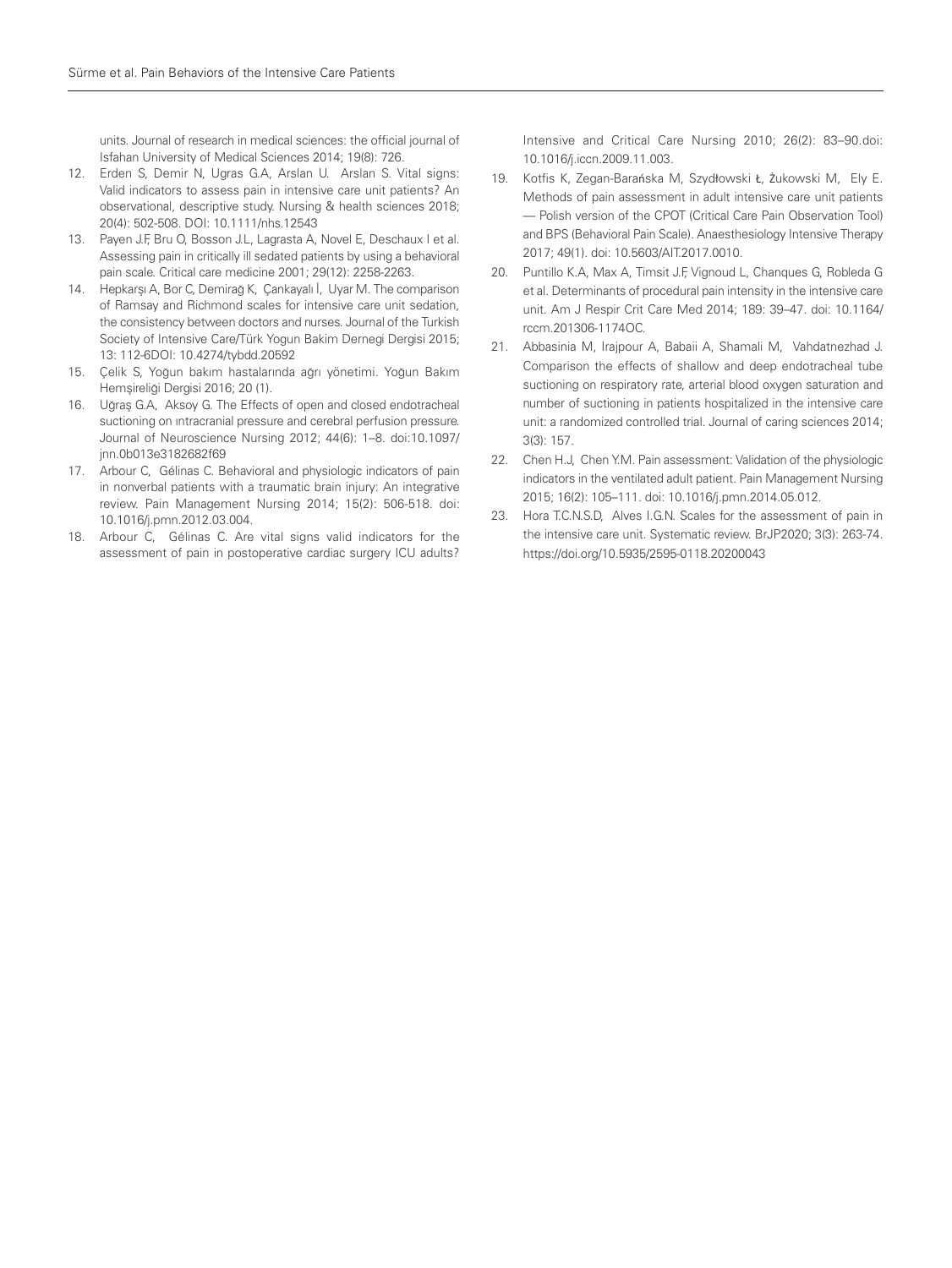units. Journal of research in medical sciences: the official journal of Isfahan University of Medical Sciences 2014; 19(8): 726.

12. Erden S, Demir N, Ugras G.A, Arslan U. Arslan S. Vital signs: Valid indicators to assess pain in intensive care unit patients? An observational, descriptive study. Nursing & health sciences 2018; 20(4): 502-508. DOI: 10.1111/nhs.12543
13. Payen J.F, Bru O, Bosson J.L, Lagrasta A, Novel E, Deschaux I et al. Assessing pain in critically ill sedated patients by using a behavioral pain scale. Critical care medicine 2001; 29(12): 2258-2263.
14. Hepkarşı A, Bor C, Demirağ K, Çankayalı İ, Uyar M. The comparison of Ramsay and Richmond scales for intensive care unit sedation, the consistency between doctors and nurses. Journal of the Turkish Society of Intensive Care/Türk Yogun Bakim Dernegi Dergisi 2015; 13: 112-6DOI: 10.4274/tybdd.20592
15. Çelik S, Yoğun bakım hastalarında ağrı yönetimi. Yoğun Bakım Hemşireliği Dergisi 2016; 20 (1).
16. Uğraş G.A, Aksoy G. The Effects of open and closed endotracheal suctioning on ıntracranial pressure and cerebral perfusion pressure. Journal of Neuroscience Nursing 2012; 44(6): 1–8. doi:10.1097/jnn.0b013e3182682f69
17. Arbour C, Gélinas C. Behavioral and physiologic indicators of pain in nonverbal patients with a traumatic brain injury: An integrative review. Pain Management Nursing 2014; 15(2): 506-518. doi: 10.1016/j.pmn.2012.03.004.
18. Arbour C, Gélinas C. Are vital signs valid indicators for the assessment of pain in postoperative cardiac surgery ICU adults? Intensive and Critical Care Nursing 2010; 26(2): 83–90.doi: 10.1016/j.iccn.2009.11.003.
19. Kotfis K, Zegan-Barańska M, Szydłowski Ł, Żukowski M, Ely E. Methods of pain assessment in adult intensive care unit patients — Polish version of the CPOT (Critical Care Pain Observation Tool) and BPS (Behavioral Pain Scale). Anaesthesiology Intensive Therapy 2017; 49(1). doi: 10.5603/AIT.2017.0010.
20. Puntillo K.A, Max A, Timsit J.F, Vignoud L, Chanques G, Robleda G et al. Determinants of procedural pain intensity in the intensive care unit. Am J Respir Crit Care Med 2014; 189: 39–47. doi: 10.1164/rccm.201306-1174OC.
21. Abbasinia M, Irajpour A, Babaii A, Shamali M, Vahdatnezhad J. Comparison the effects of shallow and deep endotracheal tube suctioning on respiratory rate, arterial blood oxygen saturation and number of suctioning in patients hospitalized in the intensive care unit: a randomized controlled trial. Journal of caring sciences 2014; 3(3): 157.
22. Chen H.J, Chen Y.M. Pain assessment: Validation of the physiologic indicators in the ventilated adult patient. Pain Management Nursing 2015; 16(2): 105–111. doi: 10.1016/j.pmn.2014.05.012.
23. Hora T.C.N.S.D, Alves I.G.N. Scales for the assessment of pain in the intensive care unit. Systematic review. BrJP2020; 3(3): 263-74. https://doi.org/10.5935/2595-0118.20200043